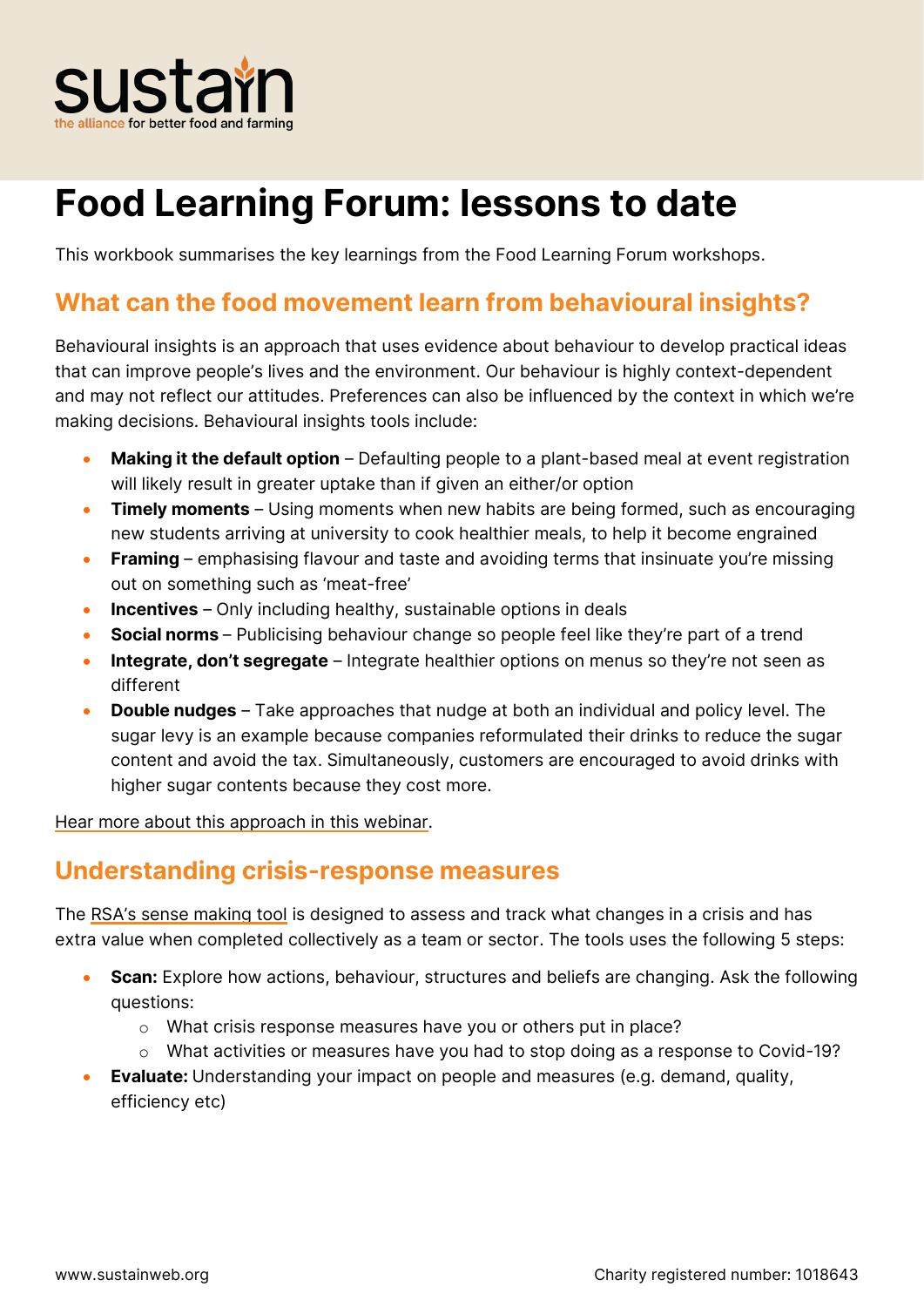# Food Learning Forum: lessons to date

This workbook summarises the key learnings from the Food Learning Forum workshops.

## What can the food movement learn from behavioural insights?

Behavioural insights is an approach that uses evidence about behaviour to develop practical ideas that can improve people's lives and the environment. Our behaviour is highly context-dependent and may not reflect our attitudes. Preferences can also be influenced by the context in which we're making decisions. Behavioural insights tools include:

- **Making it the default option** – Defaulting people to a plant-based meal at event registration will likely result in greater uptake than if given an either/or option
- **Timely moments** – Using moments when new habits are being formed, such as encouraging new students arriving at university to cook healthier meals, to help it become engrained
- **Framing** – emphasising flavour and taste and avoiding terms that insinuate you're missing out on something such as 'meat-free'
- **Incentives** – Only including healthy, sustainable options in deals
- **Social norms** – Publicising behaviour change so people feel like they're part of a trend
- **Integrate, don't segregate** – Integrate healthier options on menus so they're not seen as different
- **Double nudges** – Take approaches that nudge at both an individual and policy level. The sugar levy is an example because companies reformulated their drinks to reduce the sugar content and avoid the tax. Simultaneously, customers are encouraged to avoid drinks with higher sugar contents because they cost more.

Hear more about this approach in this webinar.

## Understanding crisis-response measures

The RSA's sense making tool is designed to assess and track what changes in a crisis and has extra value when completed collectively as a team or sector. The tools uses the following 5 steps:

- **Scan:** Explore how actions, behaviour, structures and beliefs are changing. Ask the following questions:
  - What crisis response measures have you or others put in place?
  - What activities or measures have you had to stop doing as a response to Covid-19?
- **Evaluate:** Understanding your impact on people and measures (e.g. demand, quality, efficiency etc)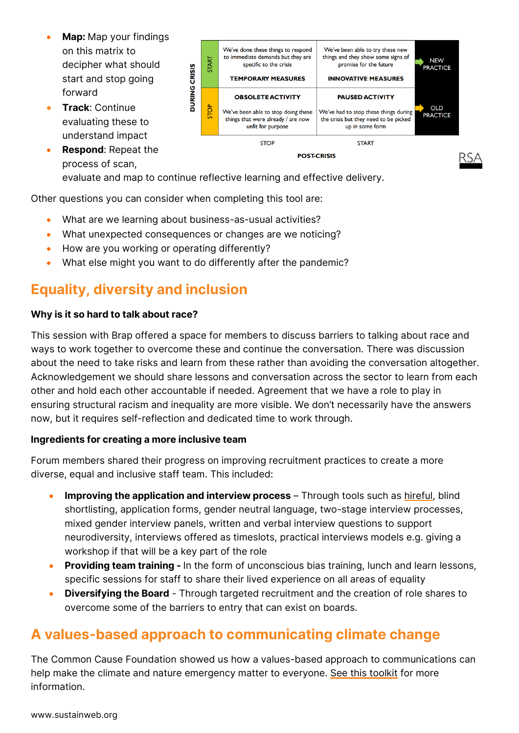- **Map:** Map your findings on this matrix to decipher what should start and stop going forward
- **Track**: Continue evaluating these to understand impact
- **Respond**: Repeat the process of scan, evaluate and map to continue reflective learning and effective delivery.

| DURING CRISIS | | STOP (POST-CRISIS) | START (POST-CRISIS) | |
|---|---|---|---|---|
| | START | We've done these things to respond to immediate demands but they are specific to the crisis<br>**TEMPORARY MEASURES** | We've been able to try these new things and they show some signs of promise for the future<br>**INNOVATIVE MEASURES** | NEW PRACTICE |
| | STOP | **OBSOLETE ACTIVITY**<br>We've been able to stop doing these things that were already / are now unfit for purpose | **PAUSED ACTIVITY**<br>We've had to stop these things during the crisis but they need to be picked up in some form | OLD PRACTICE |

RSA

Other questions you can consider when completing this tool are:

- What are we learning about business-as-usual activities?
- What unexpected consequences or changes are we noticing?
- How are you working or operating differently?
- What else might you want to do differently after the pandemic?

## Equality, diversity and inclusion

**Why is it so hard to talk about race?**

This session with Brap offered a space for members to discuss barriers to talking about race and ways to work together to overcome these and continue the conversation. There was discussion about the need to take risks and learn from these rather than avoiding the conversation altogether. Acknowledgement we should share lessons and conversation across the sector to learn from each other and hold each other accountable if needed. Agreement that we have a role to play in ensuring structural racism and inequality are more visible. We don't necessarily have the answers now, but it requires self-reflection and dedicated time to work through.

**Ingredients for creating a more inclusive team**

Forum members shared their progress on improving recruitment practices to create a more diverse, equal and inclusive staff team. This included:

- **Improving the application and interview process** – Through tools such as hireful, blind shortlisting, application forms, gender neutral language, two-stage interview processes, mixed gender interview panels, written and verbal interview questions to support neurodiversity, interviews offered as timeslots, practical interviews models e.g. giving a workshop if that will be a key part of the role
- **Providing team training -** In the form of unconscious bias training, lunch and learn lessons, specific sessions for staff to share their lived experience on all areas of equality
- **Diversifying the Board** - Through targeted recruitment and the creation of role shares to overcome some of the barriers to entry that can exist on boards.

## A values-based approach to communicating climate change

The Common Cause Foundation showed us how a values-based approach to communications can help make the climate and nature emergency matter to everyone. See this toolkit for more information.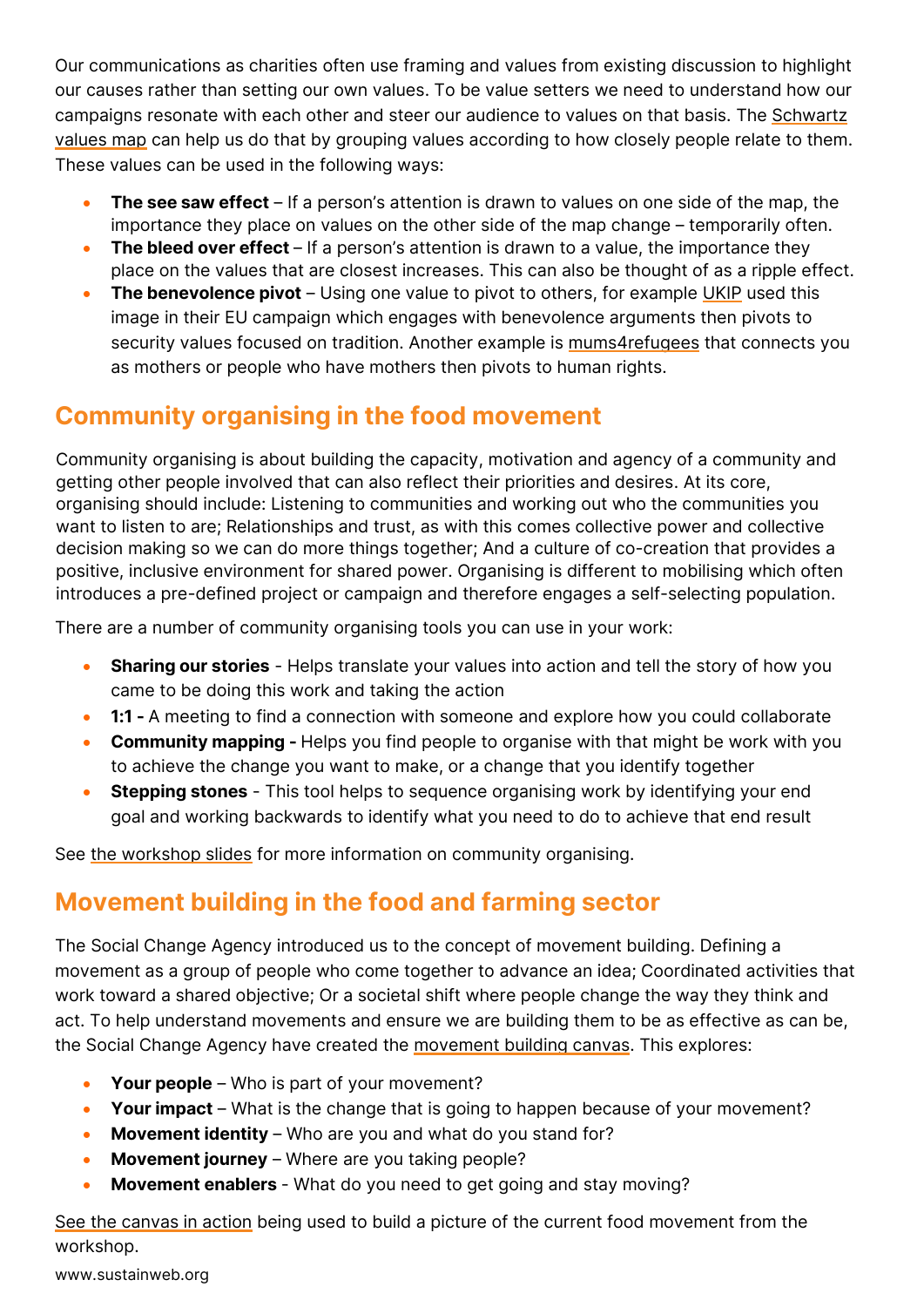Our communications as charities often use framing and values from existing discussion to highlight our causes rather than setting our own values. To be value setters we need to understand how our campaigns resonate with each other and steer our audience to values on that basis. The Schwartz values map can help us do that by grouping values according to how closely people relate to them. These values can be used in the following ways:

- **The see saw effect** – If a person's attention is drawn to values on one side of the map, the importance they place on values on the other side of the map change – temporarily often.
- **The bleed over effect** – If a person's attention is drawn to a value, the importance they place on the values that are closest increases. This can also be thought of as a ripple effect.
- **The benevolence pivot** – Using one value to pivot to others, for example UKIP used this image in their EU campaign which engages with benevolence arguments then pivots to security values focused on tradition. Another example is mums4refugees that connects you as mothers or people who have mothers then pivots to human rights.

## Community organising in the food movement

Community organising is about building the capacity, motivation and agency of a community and getting other people involved that can also reflect their priorities and desires. At its core, organising should include: Listening to communities and working out who the communities you want to listen to are; Relationships and trust, as with this comes collective power and collective decision making so we can do more things together; And a culture of co-creation that provides a positive, inclusive environment for shared power. Organising is different to mobilising which often introduces a pre-defined project or campaign and therefore engages a self-selecting population.

There are a number of community organising tools you can use in your work:

- **Sharing our stories** - Helps translate your values into action and tell the story of how you came to be doing this work and taking the action
- **1:1 -** A meeting to find a connection with someone and explore how you could collaborate
- **Community mapping -** Helps you find people to organise with that might be work with you to achieve the change you want to make, or a change that you identify together
- **Stepping stones** - This tool helps to sequence organising work by identifying your end goal and working backwards to identify what you need to do to achieve that end result

See the workshop slides for more information on community organising.

## Movement building in the food and farming sector

The Social Change Agency introduced us to the concept of movement building. Defining a movement as a group of people who come together to advance an idea; Coordinated activities that work toward a shared objective; Or a societal shift where people change the way they think and act. To help understand movements and ensure we are building them to be as effective as can be, the Social Change Agency have created the movement building canvas. This explores:

- **Your people** – Who is part of your movement?
- **Your impact** – What is the change that is going to happen because of your movement?
- **Movement identity** – Who are you and what do you stand for?
- **Movement journey** – Where are you taking people?
- **Movement enablers** - What do you need to get going and stay moving?

See the canvas in action being used to build a picture of the current food movement from the workshop.